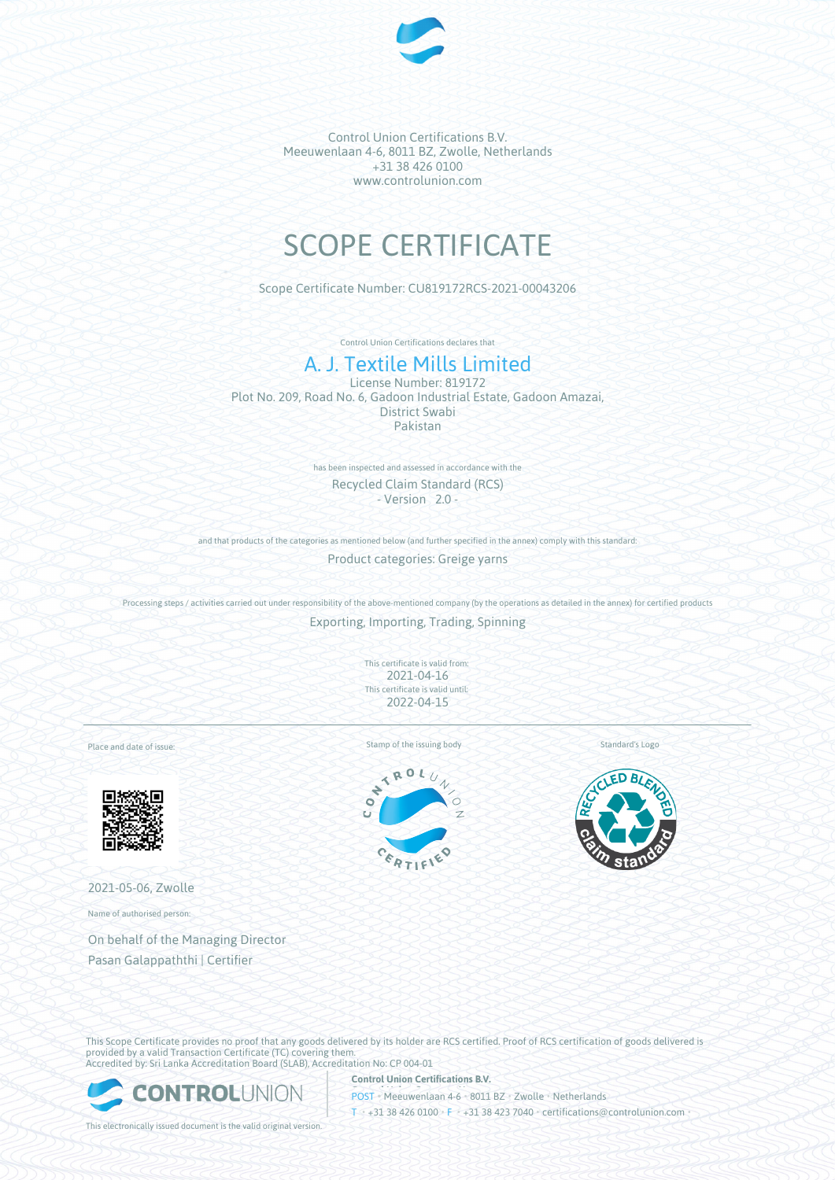Control Union Certifications B.V.
Meeuwenlaan 4-6, 8011 BZ, Zwolle, Netherlands
+31 38 426 0100
www.controlunion.com

# SCOPE CERTIFICATE

Scope Certificate Number: CU819172RCS-2021-00043206

Control Union Certifications declares that

## A. J. Textile Mills Limited

License Number: 819172
Plot No. 209, Road No. 6, Gadoon Industrial Estate, Gadoon Amazai,
District Swabi
Pakistan

has been inspected and assessed in accordance with the

Recycled Claim Standard (RCS)
- Version 2.0 -

and that products of the categories as mentioned below (and further specified in the annex) comply with this standard:

Product categories: Greige yarns

Processing steps / activities carried out under responsibility of the above-mentioned company (by the operations as detailed in the annex) for certified products

Exporting, Importing, Trading, Spinning

This certificate is valid from:
2021-04-16
This certificate is valid until:
2022-04-15

Place and date of issue:

2021-05-06, Zwolle

Stamp of the issuing body

Standard's Logo

Name of authorised person:

On behalf of the Managing Director
Pasan Galappaththi | Certifier

This Scope Certificate provides no proof that any goods delivered by its holder are RCS certified. Proof of RCS certification of goods delivered is provided by a valid Transaction Certificate (TC) covering them.
Accredited by: Sri Lanka Accreditation Board (SLAB), Accreditation No: CP 004-01

**Control Union Certifications B.V.**
POST • Meeuwenlaan 4-6 • 8011 BZ • Zwolle • Netherlands
T • +31 38 426 0100 • F • +31 38 423 7040 • certifications@controlunion.com •

This electronically issued document is the valid original version.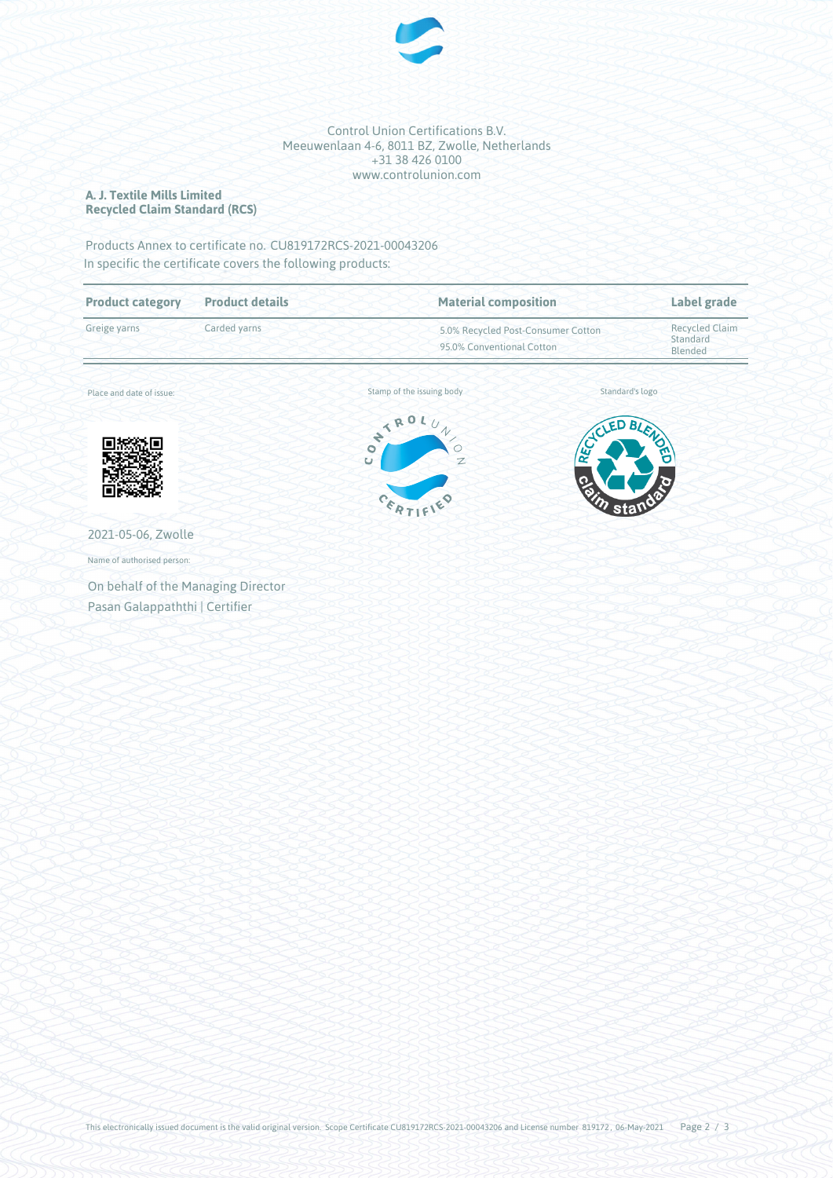Control Union Certifications B.V.
Meeuwenlaan 4-6, 8011 BZ, Zwolle, Netherlands
+31 38 426 0100
www.controlunion.com

**A. J. Textile Mills Limited**
**Recycled Claim Standard (RCS)**

Products Annex to certificate no. CU819172RCS-2021-00043206
In specific the certificate covers the following products:

| Product category | Product details | Material composition | Label grade |
|---|---|---|---|
| Greige yarns | Carded yarns | 5.0% Recycled Post-Consumer Cotton<br>95.0% Conventional Cotton | Recycled Claim Standard Blended |

Place and date of issue:

Stamp of the issuing body

Standard's logo

2021-05-06, Zwolle

Name of authorised person:

On behalf of the Managing Director
Pasan Galappaththi | Certifier

This electronically issued document is the valid original version. Scope Certificate CU819172RCS-2021-00043206 and License number 819172, 06-May-2021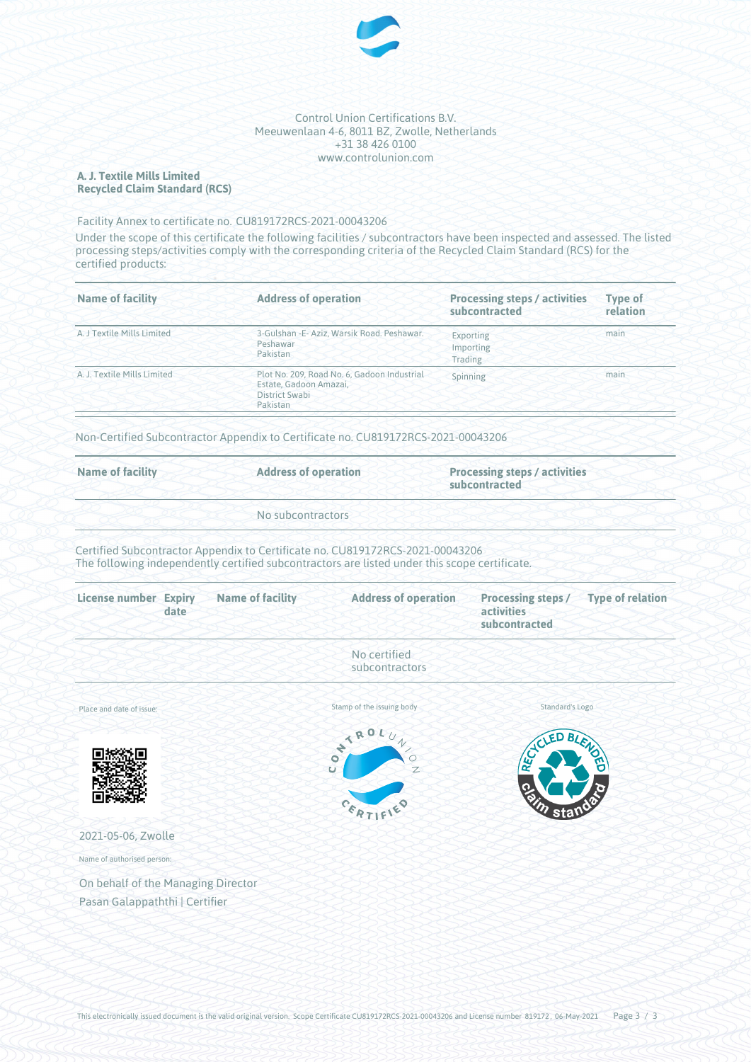Control Union Certifications B.V.
Meeuwenlaan 4-6, 8011 BZ, Zwolle, Netherlands
+31 38 426 0100
www.controlunion.com

**A. J. Textile Mills Limited**
**Recycled Claim Standard (RCS)**

Facility Annex to certificate no. CU819172RCS-2021-00043206

Under the scope of this certificate the following facilities / subcontractors have been inspected and assessed. The listed processing steps/activities comply with the corresponding criteria of the Recycled Claim Standard (RCS) for the certified products:

| Name of facility | Address of operation | Processing steps / activities subcontracted | Type of relation |
|---|---|---|---|
| A. J Textile Mills Limited | 3-Gulshan -E- Aziz, Warsik Road. Peshawar. Peshawar Pakistan | Exporting Importing Trading | main |
| A. J. Textile Mills Limited | Plot No. 209, Road No. 6, Gadoon Industrial Estate, Gadoon Amazai, District Swabi Pakistan | Spinning | main |

Non-Certified Subcontractor Appendix to Certificate no. CU819172RCS-2021-00043206

| Name of facility | Address of operation | Processing steps / activities subcontracted |
|---|---|---|
| | No subcontractors | |

Certified Subcontractor Appendix to Certificate no. CU819172RCS-2021-00043206
The following independently certified subcontractors are listed under this scope certificate.

| License number | Expiry date | Name of facility | Address of operation | Processing steps / activities subcontracted | Type of relation |
|---|---|---|---|---|---|
| | | | No certified subcontractors | | |

Place and date of issue:

2021-05-06, Zwolle

Name of authorised person:

On behalf of the Managing Director
Pasan Galappaththi | Certifier

Stamp of the issuing body

Standard's Logo

This electronically issued document is the valid original version. Scope Certificate CU819172RCS-2021-00043206 and License number 819172, 06-May-2021